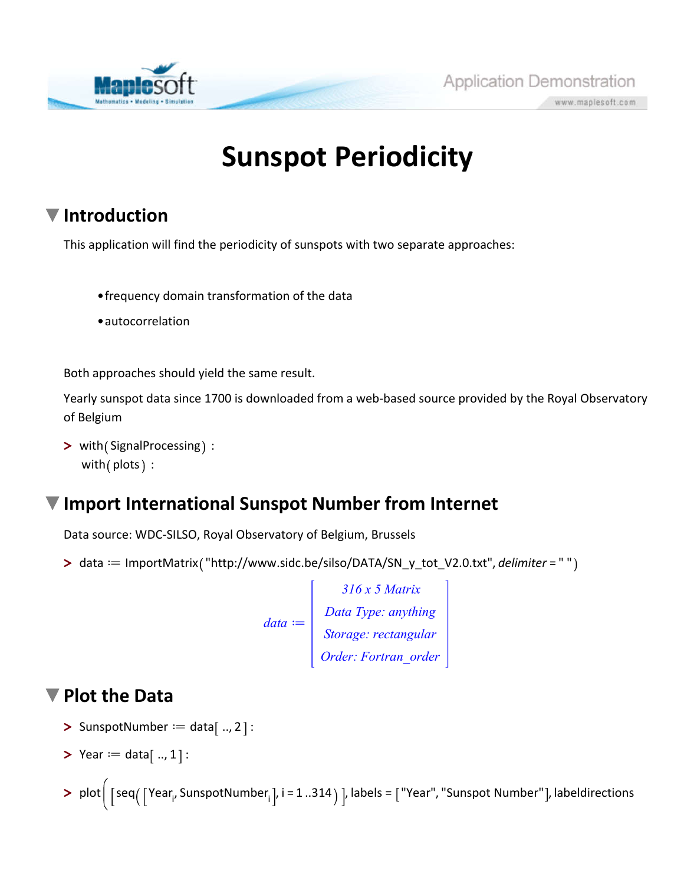# Sunspot Periodicity

## Introduction

This application will find the periodicity of sunspots with two separate approaches:

- frequency domain transformation of the data
- autocorrelation

Both approaches should yield the same result.

Yearly sunspot data since 1700 is downloaded from a web-based source provided by the Royal Observatory of Belgium

```
> with(SignalProcessing) :
  with(plots) :
```

## Import International Sunspot Number from Internet

Data source: WDC-SILSO, Royal Observatory of Belgium, Brussels

```
> data := ImportMatrix("http://www.sidc.be/silso/DATA/SN_y_tot_V2.0.txt", delimiter = " ")
```

$$data := \begin{bmatrix} \textit{316 x 5 Matrix} \\ \textit{Data Type: anything} \\ \textit{Storage: rectangular} \\ \textit{Order: Fortran\_order} \end{bmatrix}$$

## Plot the Data

```
> SunspotNumber := data[.., 2] :
```

```
> Year := data[.., 1] :
```

```
> plot([seq([Year[i], SunspotNumber[i]], i = 1 ..314)], labels = ["Year", "Sunspot Number"], labeldirections
```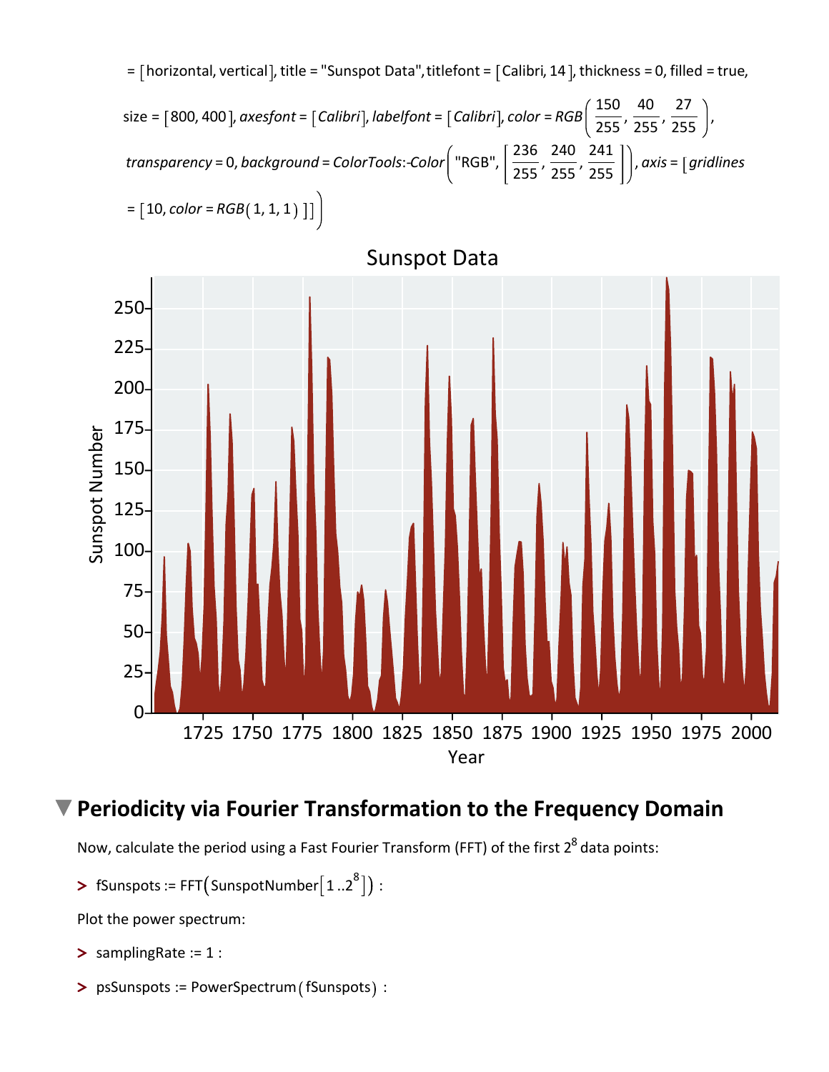= [horizontal, vertical], title = "Sunspot Data", titlefont = [Calibri, 14], thickness = 0, filled = true,

size = [800, 400], *axesfont* = [*Calibri*], *labelfont* = [*Calibri*], *color* = *RGB*$\left(\frac{150}{255}, \frac{40}{255}, \frac{27}{255}\right)$,

*transparency* = 0, *background* = *ColorTools:-Color*$\left(\text{"RGB"}, \left[\frac{236}{255}, \frac{240}{255}, \frac{241}{255}\right]\right)$, *axis* = [*gridlines*

= [10, *color* = *RGB*(1, 1, 1)]])

## Periodicity via Fourier Transformation to the Frequency Domain

Now, calculate the period using a Fast Fourier Transform (FFT) of the first $2^8$ data points:

```
> fSunspots := FFT(SunspotNumber[1 ..2^8]) :
```

Plot the power spectrum:

```
> samplingRate := 1 :
```

```
> psSunspots := PowerSpectrum(fSunspots) :
```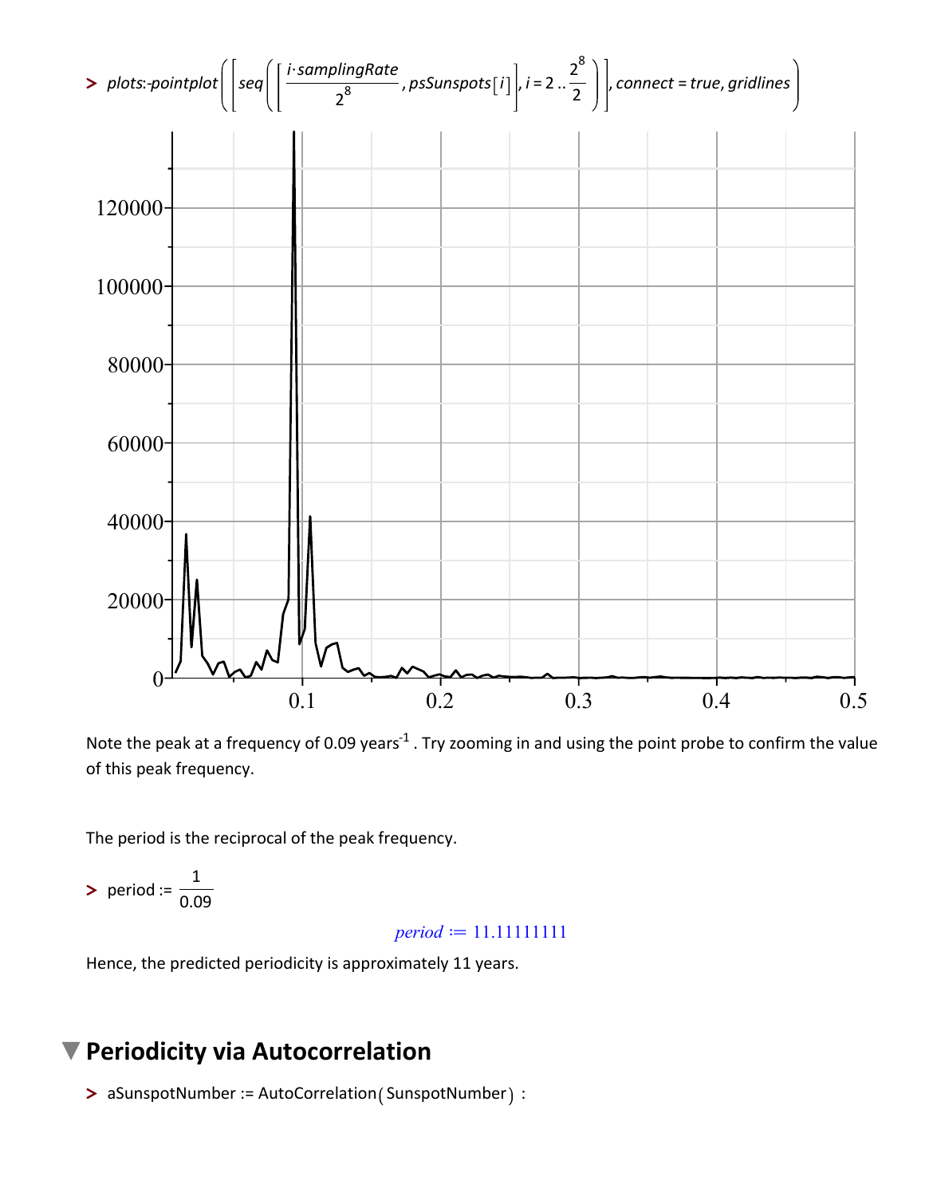```
> plots:-pointplot([seq([i·samplingRate/2^8, psSunspots[i]], i = 2 .. 2^8/2)], connect = true, gridlines)
```

Note the peak at a frequency of 0.09 years$^{-1}$ . Try zooming in and using the point probe to confirm the value of this peak frequency.

The period is the reciprocal of the peak frequency.

```
> period := 1/0.09
```

$$period := 11.11111111$$

Hence, the predicted periodicity is approximately 11 years.

## Periodicity via Autocorrelation

```
> aSunspotNumber := AutoCorrelation(SunspotNumber) :
```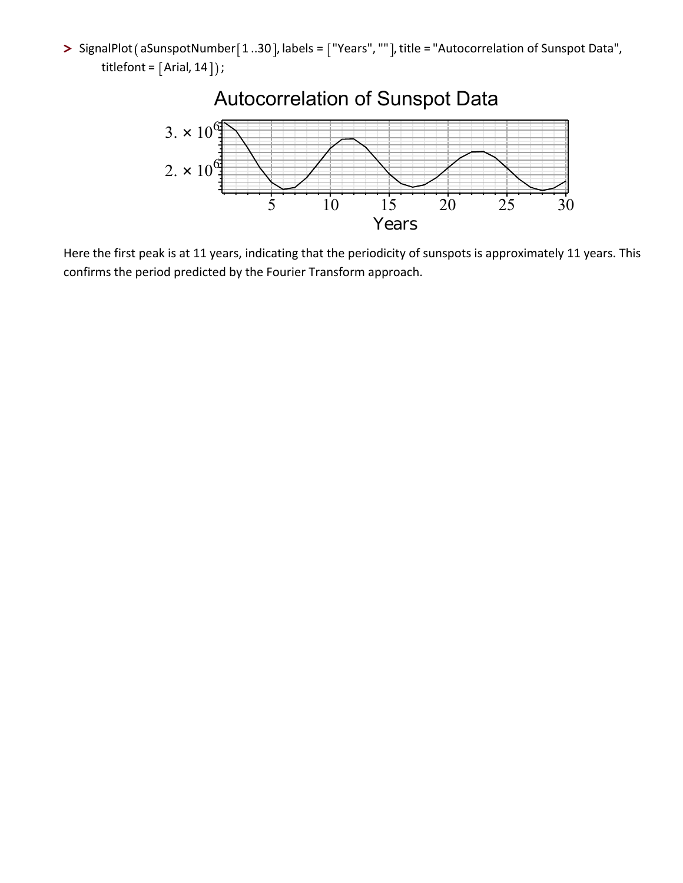```
> SignalPlot( aSunspotNumber[1 ..30], labels = ["Years", ""], title = "Autocorrelation of Sunspot Data",
    titlefont = [Arial, 14]);
```

Autocorrelation of Sunspot Data

$3. \times 10^6$

$2. \times 10^6$

5 10 15 20 25 30

Years

Here the first peak is at 11 years, indicating that the periodicity of sunspots is approximately 11 years. This confirms the period predicted by the Fourier Transform approach.